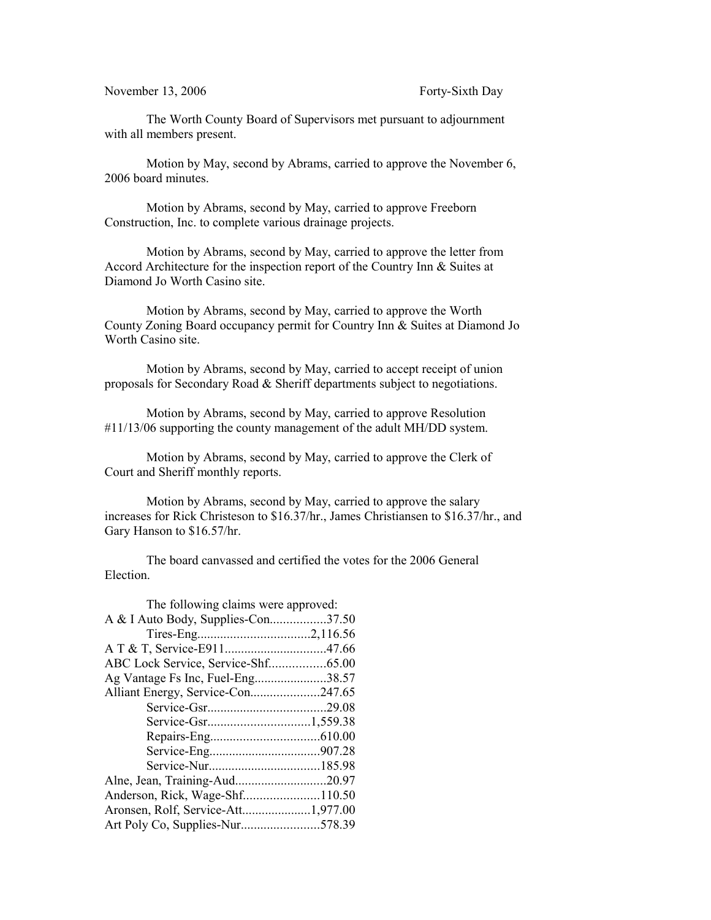November 13, 2006 Forty-Sixth Day

The Worth County Board of Supervisors met pursuant to adjournment with all members present.

Motion by May, second by Abrams, carried to approve the November 6, 2006 board minutes.

Motion by Abrams, second by May, carried to approve Freeborn Construction, Inc. to complete various drainage projects.

Motion by Abrams, second by May, carried to approve the letter from Accord Architecture for the inspection report of the Country Inn & Suites at Diamond Jo Worth Casino site.

Motion by Abrams, second by May, carried to approve the Worth County Zoning Board occupancy permit for Country Inn & Suites at Diamond Jo Worth Casino site.

Motion by Abrams, second by May, carried to accept receipt of union proposals for Secondary Road & Sheriff departments subject to negotiations.

Motion by Abrams, second by May, carried to approve Resolution #11/13/06 supporting the county management of the adult MH/DD system.

Motion by Abrams, second by May, carried to approve the Clerk of Court and Sheriff monthly reports.

Motion by Abrams, second by May, carried to approve the salary increases for Rick Christeson to $16.37/hr., James Christiansen to $16.37/hr., and Gary Hanson to $16.57/hr.

The board canvassed and certified the votes for the 2006 General Election.

The following claims were approved:

A & I Auto Body, Supplies-Con.................37.50
Tires-Eng..................................2,116.56
A T & T, Service-E911...............................47.66
ABC Lock Service, Service-Shf.................65.00
Ag Vantage Fs Inc, Fuel-Eng......................38.57
Alliant Energy, Service-Con.....................247.65
Service-Gsr....................................29.08
Service-Gsr...............................1,559.38
Repairs-Eng.................................610.00
Service-Eng.................................907.28
Service-Nur..................................185.98
Alne, Jean, Training-Aud............................20.97
Anderson, Rick, Wage-Shf.......................110.50
Aronsen, Rolf, Service-Att.....................1,977.00
Art Poly Co, Supplies-Nur........................578.39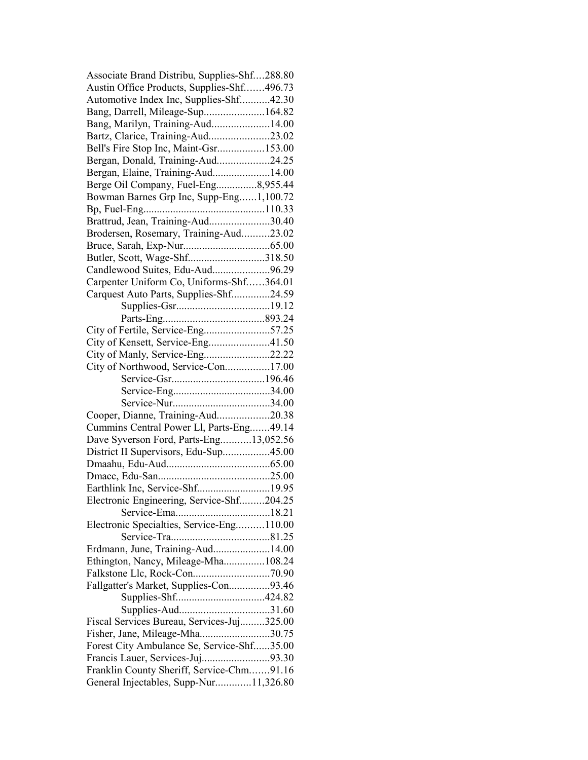Associate Brand Distribu, Supplies-Shf....288.80
Austin Office Products, Supplies-Shf.......496.73
Automotive Index Inc, Supplies-Shf...........42.30
Bang, Darrell, Mileage-Sup......................164.82
Bang, Marilyn, Training-Aud.....................14.00
Bartz, Clarice, Training-Aud......................23.02
Bell's Fire Stop Inc, Maint-Gsr.................153.00
Bergan, Donald, Training-Aud...................24.25
Bergan, Elaine, Training-Aud.....................14.00
Berge Oil Company, Fuel-Eng..............8,955.44
Bowman Barnes Grp Inc, Supp-Eng......1,100.72
Bp, Fuel-Eng............................................110.33
Brattrud, Jean, Training-Aud......................30.40
Brodersen, Rosemary, Training-Aud..........23.02
Bruce, Sarah, Exp-Nur................................65.00
Butler, Scott, Wage-Shf............................318.50
Candlewood Suites, Edu-Aud.....................96.29
Carpenter Uniform Co, Uniforms-Shf......364.01
Carquest Auto Parts, Supplies-Shf.............24.59
Supplies-Gsr..................................19.12
Parts-Eng.....................................893.24
City of Fertile, Service-Eng........................57.25
City of Kensett, Service-Eng......................41.50
City of Manly, Service-Eng........................22.22
City of Northwood, Service-Con................17.00
Service-Gsr..................................196.46
Service-Eng....................................34.00
Service-Nur....................................34.00
Cooper, Dianne, Training-Aud...................20.38
Cummins Central Power Ll, Parts-Eng.......49.14
Dave Syverson Ford, Parts-Eng...........13,052.56
District II Supervisors, Edu-Sup.................45.00
Dmaahu, Edu-Aud......................................65.00
Dmacc, Edu-San.........................................25.00
Earthlink Inc, Service-Shf..........................19.95
Electronic Engineering, Service-Shf.........204.25
Service-Ema...................................18.21
Electronic Specialties, Service-Eng..........110.00
Service-Tra....................................81.25
Erdmann, June, Training-Aud.....................14.00
Ethington, Nancy, Mileage-Mha...............108.24
Falkstone Llc, Rock-Con............................70.90
Fallgatter's Market, Supplies-Con...............93.46
Supplies-Shf................................424.82
Supplies-Aud.................................31.60
Fiscal Services Bureau, Services-Juj.........325.00
Fisher, Jane, Mileage-Mha..........................30.75
Forest City Ambulance Se, Service-Shf......35.00
Francis Lauer, Services-Juj.........................93.30
Franklin County Sheriff, Service-Chm.......91.16
General Injectables, Supp-Nur.............11,326.80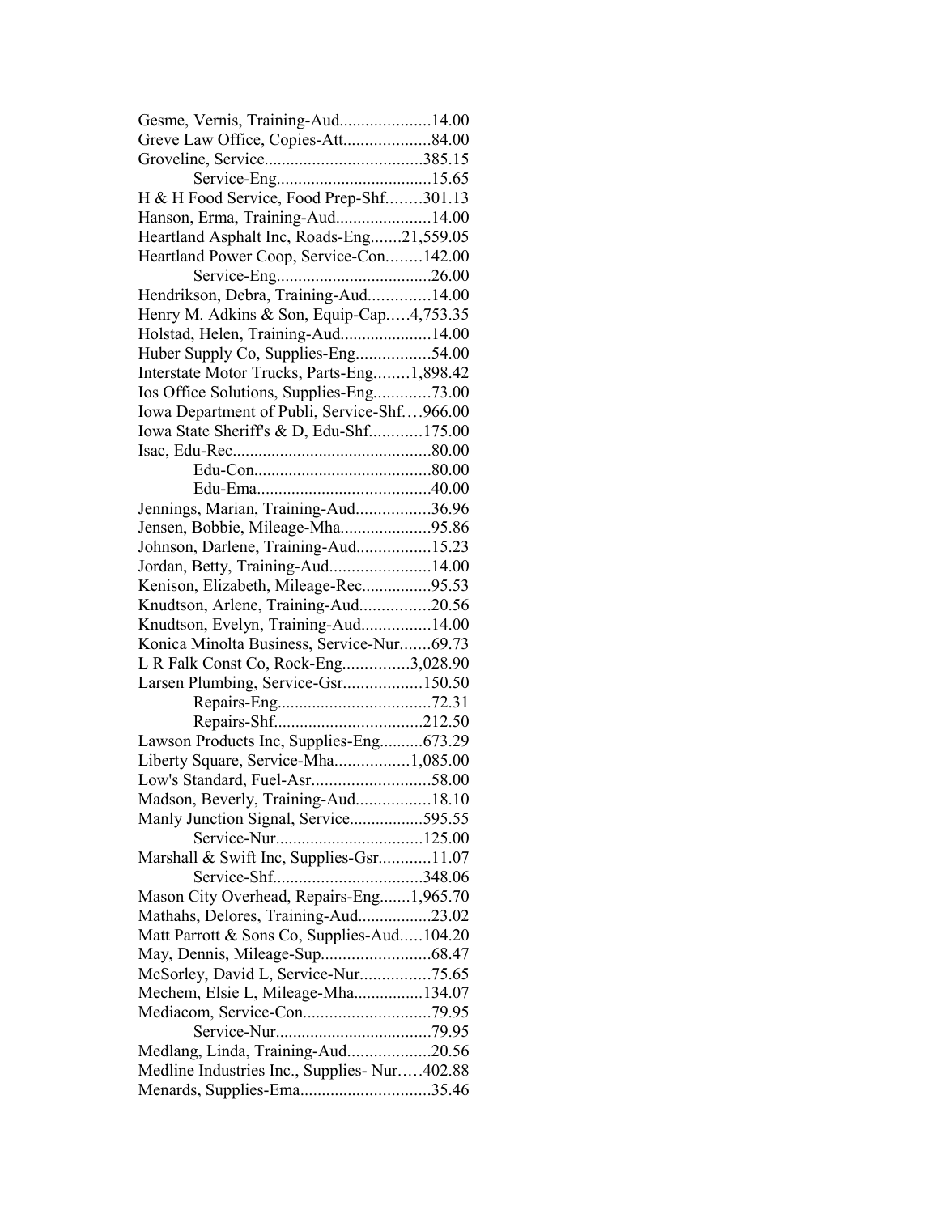Gesme, Vernis, Training-Aud.....................14.00
Greve Law Office, Copies-Att....................84.00
Groveline, Service....................................385.15
Service-Eng....................................15.65
H & H Food Service, Food Prep-Shf........301.13
Hanson, Erma, Training-Aud......................14.00
Heartland Asphalt Inc, Roads-Eng.......21,559.05
Heartland Power Coop, Service-Con........142.00
Service-Eng....................................26.00
Hendrikson, Debra, Training-Aud..............14.00
Henry M. Adkins & Son, Equip-Cap.....4,753.35
Holstad, Helen, Training-Aud.....................14.00
Huber Supply Co, Supplies-Eng.................54.00
Interstate Motor Trucks, Parts-Eng........1,898.42
Ios Office Solutions, Supplies-Eng.............73.00
Iowa Department of Publi, Service-Shf....966.00
Iowa State Sheriff's & D, Edu-Shf............175.00
Isac, Edu-Rec.............................................80.00
Edu-Con........................................80.00
Edu-Ema........................................40.00
Jennings, Marian, Training-Aud.................36.96
Jensen, Bobbie, Mileage-Mha.....................95.86
Johnson, Darlene, Training-Aud.................15.23
Jordan, Betty, Training-Aud.......................14.00
Kenison, Elizabeth, Mileage-Rec................95.53
Knudtson, Arlene, Training-Aud................20.56
Knudtson, Evelyn, Training-Aud................14.00
Konica Minolta Business, Service-Nur.......69.73
L R Falk Const Co, Rock-Eng...............3,028.90
Larsen Plumbing, Service-Gsr..................150.50
Repairs-Eng...................................72.31
Repairs-Shf..................................212.50
Lawson Products Inc, Supplies-Eng..........673.29
Liberty Square, Service-Mha.................1,085.00
Low's Standard, Fuel-Asr...........................58.00
Madson, Beverly, Training-Aud.................18.10
Manly Junction Signal, Service.................595.55
Service-Nur..................................125.00
Marshall & Swift Inc, Supplies-Gsr............11.07
Service-Shf..................................348.06
Mason City Overhead, Repairs-Eng.......1,965.70
Mathahs, Delores, Training-Aud.................23.02
Matt Parrott & Sons Co, Supplies-Aud.....104.20
May, Dennis, Mileage-Sup.........................68.47
McSorley, David L, Service-Nur................75.65
Mechem, Elsie L, Mileage-Mha................134.07
Mediacom, Service-Con.............................79.95
Service-Nur....................................79.95
Medlang, Linda, Training-Aud...................20.56
Medline Industries Inc., Supplies- Nur.....402.88
Menards, Supplies-Ema..............................35.46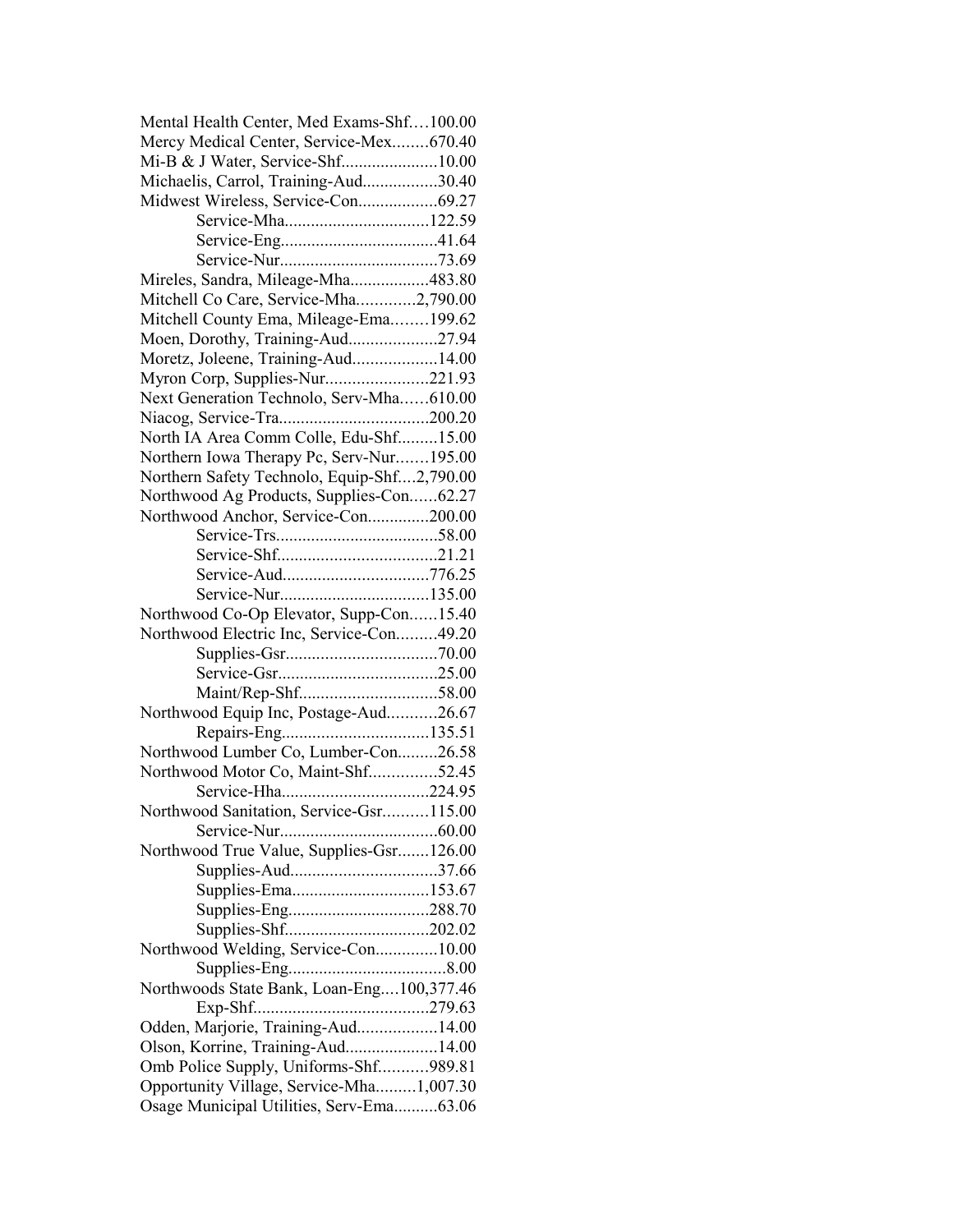Mental Health Center, Med Exams-Shf….100.00
Mercy Medical Center, Service-Mex........670.40
Mi-B & J Water, Service-Shf......................10.00
Michaelis, Carrol, Training-Aud.................30.40
Midwest Wireless, Service-Con..................69.27
Service-Mha................................122.59
Service-Eng...................................41.64
Service-Nur...................................73.69
Mireles, Sandra, Mileage-Mha..................483.80
Mitchell Co Care, Service-Mha.............2,790.00
Mitchell County Ema, Mileage-Ema……..199.62
Moen, Dorothy, Training-Aud....................27.94
Moretz, Joleene, Training-Aud...................14.00
Myron Corp, Supplies-Nur.......................221.93
Next Generation Technolo, Serv-Mha……610.00
Niacog, Service-Tra..................................200.20
North IA Area Comm Colle, Edu-Shf.........15.00
Northern Iowa Therapy Pc, Serv-Nur…….195.00
Northern Safety Technolo, Equip-Shf....2,790.00
Northwood Ag Products, Supplies-Con……62.27
Northwood Anchor, Service-Con..............200.00
Service-Trs....................................58.00
Service-Shf....................................21.21
Service-Aud................................776.25
Service-Nur.................................135.00
Northwood Co-Op Elevator, Supp-Con……15.40
Northwood Electric Inc, Service-Con.........49.20
Supplies-Gsr..................................70.00
Service-Gsr...................................25.00
Maint/Rep-Shf...............................58.00
Northwood Equip Inc, Postage-Aud...........26.67
Repairs-Eng.................................135.51
Northwood Lumber Co, Lumber-Con.........26.58
Northwood Motor Co, Maint-Shf...............52.45
Service-Hha................................224.95
Northwood Sanitation, Service-Gsr..........115.00
Service-Nur...................................60.00
Northwood True Value, Supplies-Gsr.......126.00
Supplies-Aud.................................37.66
Supplies-Ema...............................153.67
Supplies-Eng...............................288.70
Supplies-Shf................................202.02
Northwood Welding, Service-Con..............10.00
Supplies-Eng...................................8.00
Northwoods State Bank, Loan-Eng....100,377.46
Exp-Shf.......................................279.63
Odden, Marjorie, Training-Aud..................14.00
Olson, Korrine, Training-Aud.....................14.00
Omb Police Supply, Uniforms-Shf...........989.81
Opportunity Village, Service-Mha.........1,007.30
Osage Municipal Utilities, Serv-Ema..........63.06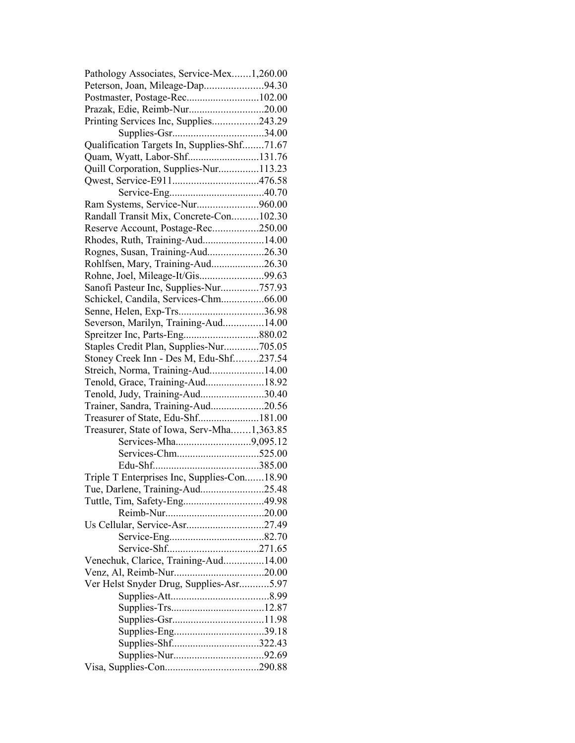Pathology Associates, Service-Mex.......1,260.00
Peterson, Joan, Mileage-Dap......................94.30
Postmaster, Postage-Rec...........................102.00
Prazak, Edie, Reimb-Nur............................20.00
Printing Services Inc, Supplies.................243.29
Supplies-Gsr..................................34.00
Qualification Targets In, Supplies-Shf........71.67
Quam, Wyatt, Labor-Shf...........................131.76
Quill Corporation, Supplies-Nur...............113.23
Qwest, Service-E911................................476.58
Service-Eng....................................40.70
Ram Systems, Service-Nur.......................960.00
Randall Transit Mix, Concrete-Con..........102.30
Reserve Account, Postage-Rec.................250.00
Rhodes, Ruth, Training-Aud.......................14.00
Rognes, Susan, Training-Aud.....................26.30
Rohlfsen, Mary, Training-Aud....................26.30
Rohne, Joel, Mileage-It/Gis........................99.63
Sanofi Pasteur Inc, Supplies-Nur..............757.93
Schickel, Candila, Services-Chm................66.00
Senne, Helen, Exp-Trs................................36.98
Severson, Marilyn, Training-Aud...............14.00
Spreitzer Inc, Parts-Eng............................880.02
Staples Credit Plan, Supplies-Nur.............705.05
Stoney Creek Inn - Des M, Edu-Shf.........237.54
Streich, Norma, Training-Aud....................14.00
Tenold, Grace, Training-Aud......................18.92
Tenold, Judy, Training-Aud........................30.40
Trainer, Sandra, Training-Aud....................20.56
Treasurer of State, Edu-Shf.......................181.00
Treasurer, State of Iowa, Serv-Mha.......1,363.85
Services-Mha............................9,095.12
Services-Chm...............................525.00
Edu-Shf.......................................385.00
Triple T Enterprises Inc, Supplies-Con.......18.90
Tue, Darlene, Training-Aud........................25.48
Tuttle, Tim, Safety-Eng..............................49.98
Reimb-Nur.....................................20.00
Us Cellular, Service-Asr.............................27.49
Service-Eng....................................82.70
Service-Shf..................................271.65
Venechuk, Clarice, Training-Aud...............14.00
Venz, Al, Reimb-Nur..................................20.00
Ver Helst Snyder Drug, Supplies-Asr...........5.97
Supplies-Att.....................................8.99
Supplies-Trs...................................12.87
Supplies-Gsr...................................11.98
Supplies-Eng..................................39.18
Supplies-Shf.................................322.43
Supplies-Nur..................................92.69
Visa, Supplies-Con...................................290.88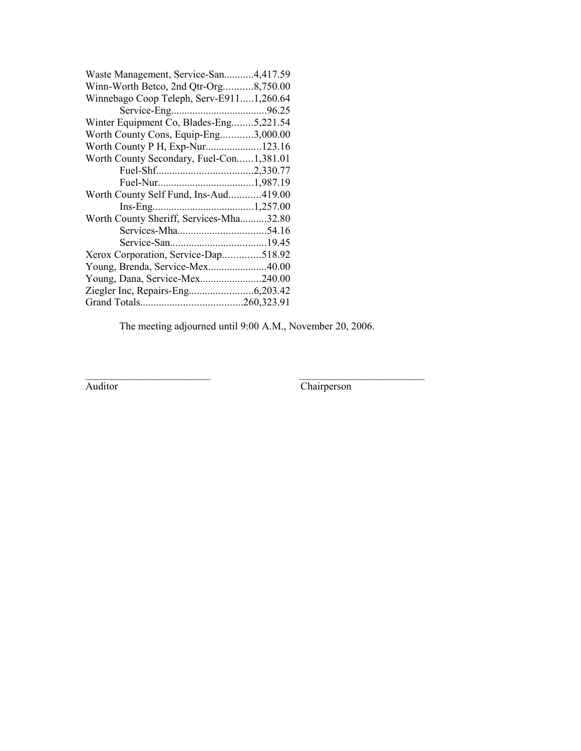Waste Management, Service-San...........4,417.59
Winn-Worth Betco, 2nd Qtr-Org...........8,750.00
Winnebago Coop Teleph, Serv-E911.....1,260.64
Service-Eng...................................96.25
Winter Equipment Co, Blades-Eng........5,221.54
Worth County Cons, Equip-Eng............3,000.00
Worth County P H, Exp-Nur.....................123.16
Worth County Secondary, Fuel-Con......1,381.01
Fuel-Shf....................................2,330.77
Fuel-Nur....................................1,987.19
Worth County Self Fund, Ins-Aud............419.00
Ins-Eng......................................1,257.00
Worth County Sheriff, Services-Mha..........32.80
Services-Mha.................................54.16
Service-San....................................19.45
Xerox Corporation, Service-Dap..............518.92
Young, Brenda, Service-Mex......................40.00
Young, Dana, Service-Mex.......................240.00
Ziegler Inc, Repairs-Eng........................6,203.42
Grand Totals......................................260,323.91

The meeting adjourned until 9:00 A.M., November 20, 2006.

\_\_\_\_\_\_\_\_\_\_\_\_\_\_\_\_\_\_\_\_\_\_\_\_\_ \_\_\_\_\_\_\_\_\_\_\_\_\_\_\_\_\_\_\_\_\_\_\_\_\_
Auditor Chairperson